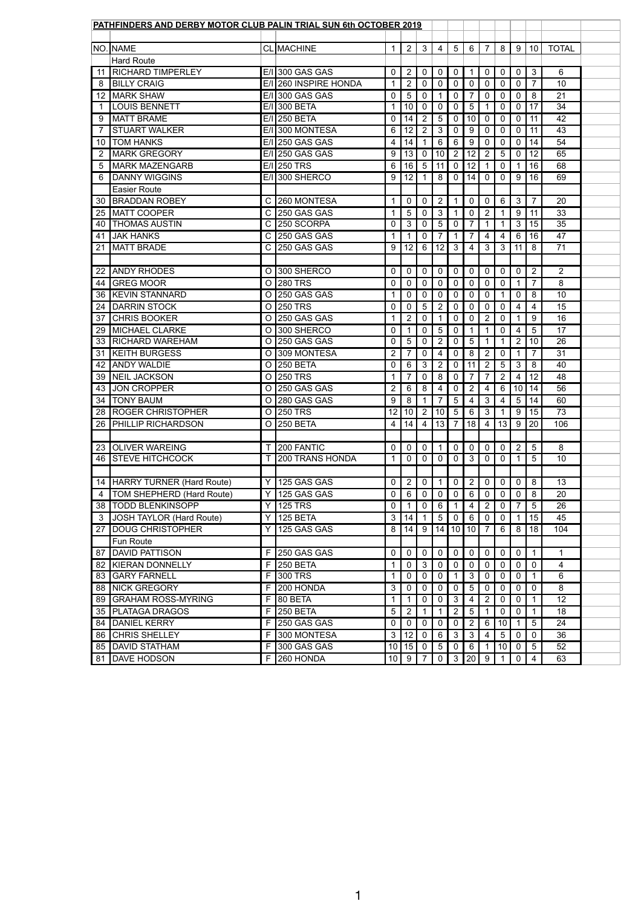**PATHFINDERS AND DERBY MOTOR CLUB PALIN TRIAL SUN 6th OCTOBER 2019**

| NO. | NAME | CL | MACHINE | 1 | 2 | 3 | 4 | 5 | 6 | 7 | 8 | 9 | 10 | TOTAL |
|---|---|---|---|---|---|---|---|---|---|---|---|---|---|---|
| | Hard Route | | | | | | | | | | | | | |
| 11 | RICHARD TIMPERLEY | E/I | 300 GAS GAS | 0 | 2 | 0 | 0 | 0 | 1 | 0 | 0 | 0 | 3 | 6 |
| 8 | BILLY CRAIG | E/I | 260 INSPIRE HONDA | 1 | 2 | 0 | 0 | 0 | 0 | 0 | 0 | 0 | 7 | 10 |
| 12 | MARK SHAW | E/I | 300 GAS GAS | 0 | 5 | 0 | 1 | 0 | 7 | 0 | 0 | 0 | 8 | 21 |
| 1 | LOUIS BENNETT | E/I | 300 BETA | 1 | 10 | 0 | 0 | 0 | 5 | 1 | 0 | 0 | 17 | 34 |
| 9 | MATT BRAME | E/I | 250 BETA | 0 | 14 | 2 | 5 | 0 | 10 | 0 | 0 | 0 | 11 | 42 |
| 7 | STUART WALKER | E/I | 300 MONTESA | 6 | 12 | 2 | 3 | 0 | 9 | 0 | 0 | 0 | 11 | 43 |
| 10 | TOM HANKS | E/I | 250 GAS GAS | 4 | 14 | 1 | 6 | 6 | 9 | 0 | 0 | 0 | 14 | 54 |
| 2 | MARK GREGORY | E/I | 250 GAS GAS | 9 | 13 | 0 | 10 | 2 | 12 | 2 | 5 | 0 | 12 | 65 |
| 5 | MARK MAZENGARB | E/I | 250 TRS | 6 | 16 | 5 | 11 | 0 | 12 | 1 | 0 | 1 | 16 | 68 |
| 6 | DANNY WIGGINS | E/I | 300 SHERCO | 9 | 12 | 1 | 8 | 0 | 14 | 0 | 0 | 9 | 16 | 69 |
| | Easier Route | | | | | | | | | | | | | |
| 30 | BRADDAN ROBEY | C | 260 MONTESA | 1 | 0 | 0 | 2 | 1 | 0 | 0 | 6 | 3 | 7 | 20 |
| 25 | MATT COOPER | C | 250 GAS GAS | 1 | 5 | 0 | 3 | 1 | 0 | 2 | 1 | 9 | 11 | 33 |
| 40 | THOMAS AUSTIN | C | 250 SCORPA | 0 | 3 | 0 | 5 | 0 | 7 | 1 | 1 | 3 | 15 | 35 |
| 41 | JAK HANKS | C | 250 GAS GAS | 1 | 1 | 0 | 7 | 1 | 7 | 4 | 4 | 6 | 16 | 47 |
| 21 | MATT BRADE | C | 250 GAS GAS | 9 | 12 | 6 | 12 | 3 | 4 | 3 | 3 | 11 | 8 | 71 |
| | | | | | | | | | | | | | | |
| 22 | ANDY RHODES | O | 300 SHERCO | 0 | 0 | 0 | 0 | 0 | 0 | 0 | 0 | 0 | 2 | 2 |
| 44 | GREG MOOR | O | 280 TRS | 0 | 0 | 0 | 0 | 0 | 0 | 0 | 0 | 1 | 7 | 8 |
| 36 | KEVIN STANNARD | O | 250 GAS GAS | 1 | 0 | 0 | 0 | 0 | 0 | 0 | 1 | 0 | 8 | 10 |
| 24 | DARRIN STOCK | O | 250 TRS | 0 | 0 | 5 | 2 | 0 | 0 | 0 | 0 | 4 | 4 | 15 |
| 37 | CHRIS BOOKER | O | 250 GAS GAS | 1 | 2 | 0 | 1 | 0 | 0 | 2 | 0 | 1 | 9 | 16 |
| 29 | MICHAEL CLARKE | O | 300 SHERCO | 0 | 1 | 0 | 5 | 0 | 1 | 1 | 0 | 4 | 5 | 17 |
| 33 | RICHARD WAREHAM | O | 250 GAS GAS | 0 | 5 | 0 | 2 | 0 | 5 | 1 | 1 | 2 | 10 | 26 |
| 31 | KEITH BURGESS | O | 309 MONTESA | 2 | 7 | 0 | 4 | 0 | 8 | 2 | 0 | 1 | 7 | 31 |
| 42 | ANDY WALDIE | O | 250 BETA | 0 | 6 | 3 | 2 | 0 | 11 | 2 | 5 | 3 | 8 | 40 |
| 39 | NEIL JACKSON | O | 250 TRS | 1 | 7 | 0 | 8 | 0 | 7 | 7 | 2 | 4 | 12 | 48 |
| 43 | JON CROPPER | O | 250 GAS GAS | 2 | 6 | 8 | 4 | 0 | 2 | 4 | 6 | 10 | 14 | 56 |
| 34 | TONY BAUM | O | 280 GAS GAS | 9 | 8 | 1 | 7 | 5 | 4 | 3 | 4 | 5 | 14 | 60 |
| 28 | ROGER CHRISTOPHER | O | 250 TRS | 12 | 10 | 2 | 10 | 5 | 6 | 3 | 1 | 9 | 15 | 73 |
| 26 | PHILLIP RICHARDSON | O | 250 BETA | 4 | 14 | 4 | 13 | 7 | 18 | 4 | 13 | 9 | 20 | 106 |
| | | | | | | | | | | | | | | |
| 23 | OLIVER WAREING | T | 200 FANTIC | 0 | 0 | 0 | 1 | 0 | 0 | 0 | 0 | 2 | 5 | 8 |
| 46 | STEVE HITCHCOCK | T | 200 TRANS HONDA | 1 | 0 | 0 | 0 | 0 | 3 | 0 | 0 | 1 | 5 | 10 |
| | | | | | | | | | | | | | | |
| 14 | HARRY TURNER (Hard Route) | Y | 125 GAS GAS | 0 | 2 | 0 | 1 | 0 | 2 | 0 | 0 | 0 | 8 | 13 |
| 4 | TOM SHEPHERD (Hard Route) | Y | 125 GAS GAS | 0 | 6 | 0 | 0 | 0 | 6 | 0 | 0 | 0 | 8 | 20 |
| 38 | TODD BLENKINSOPP | Y | 125 TRS | 0 | 1 | 0 | 6 | 1 | 4 | 2 | 0 | 7 | 5 | 26 |
| 3 | JOSH TAYLOR (Hard Route) | Y | 125 BETA | 3 | 14 | 1 | 5 | 0 | 6 | 0 | 0 | 1 | 15 | 45 |
| 27 | DOUG CHRISTOPHER | Y | 125 GAS GAS | 8 | 14 | 9 | 14 | 10 | 10 | 7 | 6 | 8 | 18 | 104 |
| | Fun Route | | | | | | | | | | | | | |
| 87 | DAVID PATTISON | F | 250 GAS GAS | 0 | 0 | 0 | 0 | 0 | 0 | 0 | 0 | 0 | 1 | 1 |
| 82 | KIERAN DONNELLY | F | 250 BETA | 1 | 0 | 3 | 0 | 0 | 0 | 0 | 0 | 0 | 0 | 4 |
| 83 | GARY FARNELL | F | 300 TRS | 1 | 0 | 0 | 0 | 1 | 3 | 0 | 0 | 0 | 1 | 6 |
| 88 | NICK GREGORY | F | 200 HONDA | 3 | 0 | 0 | 0 | 0 | 5 | 0 | 0 | 0 | 0 | 8 |
| 89 | GRAHAM ROSS-MYRING | F | 80 BETA | 1 | 1 | 0 | 0 | 3 | 4 | 2 | 0 | 0 | 1 | 12 |
| 35 | PLATAGA DRAGOS | F | 250 BETA | 5 | 2 | 1 | 1 | 2 | 5 | 1 | 0 | 0 | 1 | 18 |
| 84 | DANIEL KERRY | F | 250 GAS GAS | 0 | 0 | 0 | 0 | 0 | 2 | 6 | 10 | 1 | 5 | 24 |
| 86 | CHRIS SHELLEY | F | 300 MONTESA | 3 | 12 | 0 | 6 | 3 | 3 | 4 | 5 | 0 | 0 | 36 |
| 85 | DAVID STATHAM | F | 300 GAS GAS | 10 | 15 | 0 | 5 | 0 | 6 | 1 | 10 | 0 | 5 | 52 |
| 81 | DAVE HODSON | F | 260 HONDA | 10 | 9 | 7 | 0 | 3 | 20 | 9 | 1 | 0 | 4 | 63 |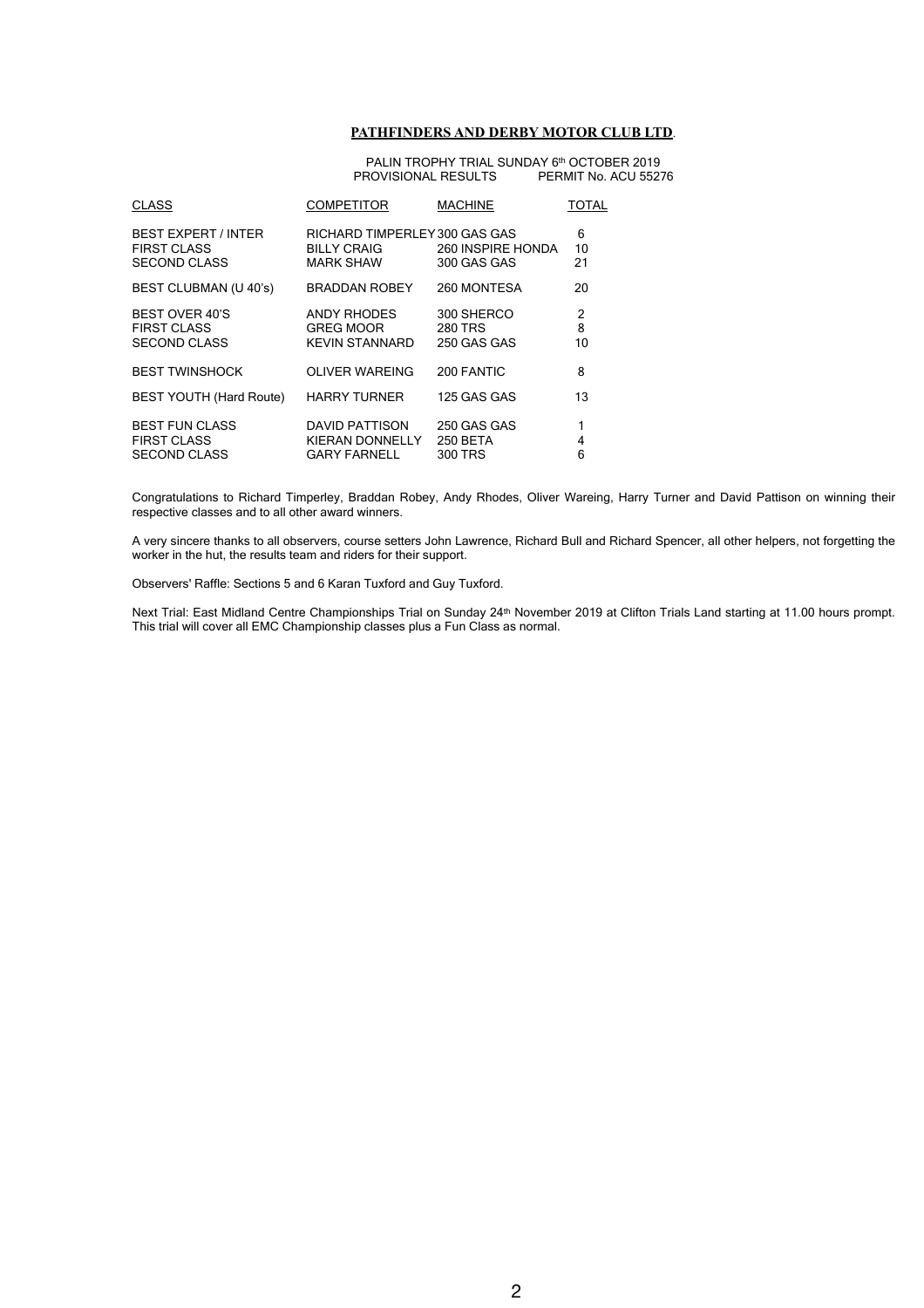**PATHFINDERS AND DERBY MOTOR CLUB LTD**.

PALIN TROPHY TRIAL SUNDAY 6th OCTOBER 2019
PROVISIONAL RESULTS PERMIT No. ACU 55276

| CLASS | COMPETITOR | MACHINE | TOTAL |
|---|---|---|---|
| BEST EXPERT / INTER | RICHARD TIMPERLEY | 300 GAS GAS | 6 |
| FIRST CLASS | BILLY CRAIG | 260 INSPIRE HONDA | 10 |
| SECOND CLASS | MARK SHAW | 300 GAS GAS | 21 |
| BEST CLUBMAN (U 40's) | BRADDAN ROBEY | 260 MONTESA | 20 |
| BEST OVER 40'S | ANDY RHODES | 300 SHERCO | 2 |
| FIRST CLASS | GREG MOOR | 280 TRS | 8 |
| SECOND CLASS | KEVIN STANNARD | 250 GAS GAS | 10 |
| BEST TWINSHOCK | OLIVER WAREING | 200 FANTIC | 8 |
| BEST YOUTH (Hard Route) | HARRY TURNER | 125 GAS GAS | 13 |
| BEST FUN CLASS | DAVID PATTISON | 250 GAS GAS | 1 |
| FIRST CLASS | KIERAN DONNELLY | 250 BETA | 4 |
| SECOND CLASS | GARY FARNELL | 300 TRS | 6 |

Congratulations to Richard Timperley, Braddan Robey, Andy Rhodes, Oliver Wareing, Harry Turner and David Pattison on winning their respective classes and to all other award winners.

A very sincere thanks to all observers, course setters John Lawrence, Richard Bull and Richard Spencer, all other helpers, not forgetting the worker in the hut, the results team and riders for their support.

Observers' Raffle: Sections 5 and 6 Karan Tuxford and Guy Tuxford.

Next Trial: East Midland Centre Championships Trial on Sunday 24th November 2019 at Clifton Trials Land starting at 11.00 hours prompt. This trial will cover all EMC Championship classes plus a Fun Class as normal.